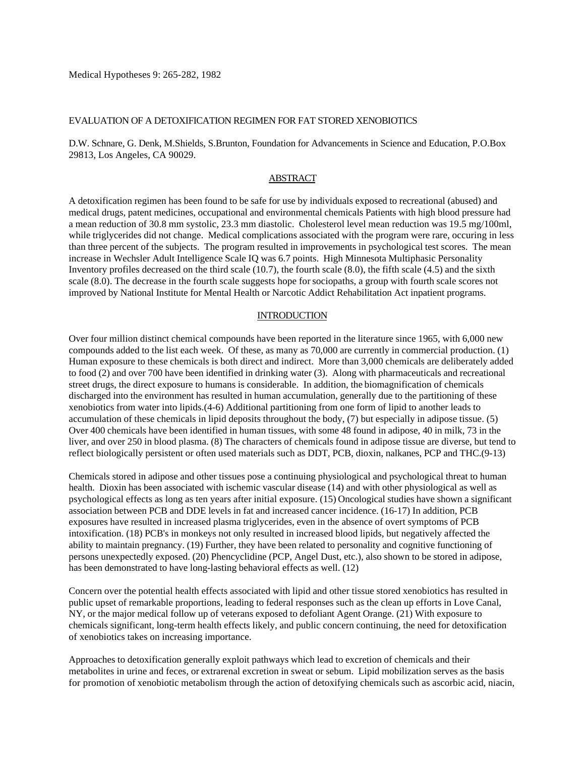Medical Hypotheses 9: 265-282, 1982

# EVALUATION OF A DETOXIFICATION REGIMEN FOR FAT STORED XENOBIOTICS

D.W. Schnare, G. Denk, M.Shields, S.Brunton, Foundation for Advancements in Science and Education, P.O.Box 29813, Los Angeles, CA 90029.

## ABSTRACT

A detoxification regimen has been found to be safe for use by individuals exposed to recreational (abused) and medical drugs, patent medicines, occupational and environmental chemicals Patients with high blood pressure had a mean reduction of 30.8 mm systolic, 23.3 mm diastolic. Cholesterol level mean reduction was 19.5 mg/100ml, while triglycerides did not change. Medical complications associated with the program were rare, occuring in less than three percent of the subjects. The program resulted in improvements in psychological test scores. The mean increase in Wechsler Adult Intelligence Scale IQ was 6.7 points. High Minnesota Multiphasic Personality Inventory profiles decreased on the third scale (10.7), the fourth scale (8.0), the fifth scale (4.5) and the sixth scale (8.0). The decrease in the fourth scale suggests hope for sociopaths, a group with fourth scale scores not improved by National Institute for Mental Health or Narcotic Addict Rehabilitation Act inpatient programs.

## INTRODUCTION

Over four million distinct chemical compounds have been reported in the literature since 1965, with 6,000 new compounds added to the list each week. Of these, as many as 70,000 are currently in commercial production. (1) Human exposure to these chemicals is both direct and indirect. More than 3,000 chemicals are deliberately added to food (2) and over 700 have been identified in drinking water (3). Along with pharmaceuticals and recreational street drugs, the direct exposure to humans is considerable. In addition, the biomagnification of chemicals discharged into the environment has resulted in human accumulation, generally due to the partitioning of these xenobiotics from water into lipids.(4-6) Additional partitioning from one form of lipid to another leads to accumulation of these chemicals in lipid deposits throughout the body, (7) but especially in adipose tissue. (5) Over 400 chemicals have been identified in human tissues, with some 48 found in adipose, 40 in milk, 73 in the liver, and over 250 in blood plasma. (8) The characters of chemicals found in adipose tissue are diverse, but tend to reflect biologically persistent or often used materials such as DDT, PCB, dioxin, nalkanes, PCP and THC.(9-13)

Chemicals stored in adipose and other tissues pose a continuing physiological and psychological threat to human health. Dioxin has been associated with ischemic vascular disease (14) and with other physiological as well as psychological effects as long as ten years after initial exposure. (15) Oncological studies have shown a significant association between PCB and DDE levels in fat and increased cancer incidence. (16-17) In addition, PCB exposures have resulted in increased plasma triglycerides, even in the absence of overt symptoms of PCB intoxification. (18) PCB's in monkeys not only resulted in increased blood lipids, but negatively affected the ability to maintain pregnancy. (19) Further, they have been related to personality and cognitive functioning of persons unexpectedly exposed. (20) Phencyclidine (PCP, Angel Dust, etc.), also shown to be stored in adipose, has been demonstrated to have long-lasting behavioral effects as well. (12)

Concern over the potential health effects associated with lipid and other tissue stored xenobiotics has resulted in public upset of remarkable proportions, leading to federal responses such as the clean up efforts in Love Canal, NY, or the major medical follow up of veterans exposed to defoliant Agent Orange. (21) With exposure to chemicals significant, long-term health effects likely, and public concern continuing, the need for detoxification of xenobiotics takes on increasing importance.

Approaches to detoxification generally exploit pathways which lead to excretion of chemicals and their metabolites in urine and feces, or extrarenal excretion in sweat or sebum. Lipid mobilization serves as the basis for promotion of xenobiotic metabolism through the action of detoxifying chemicals such as ascorbic acid, niacin,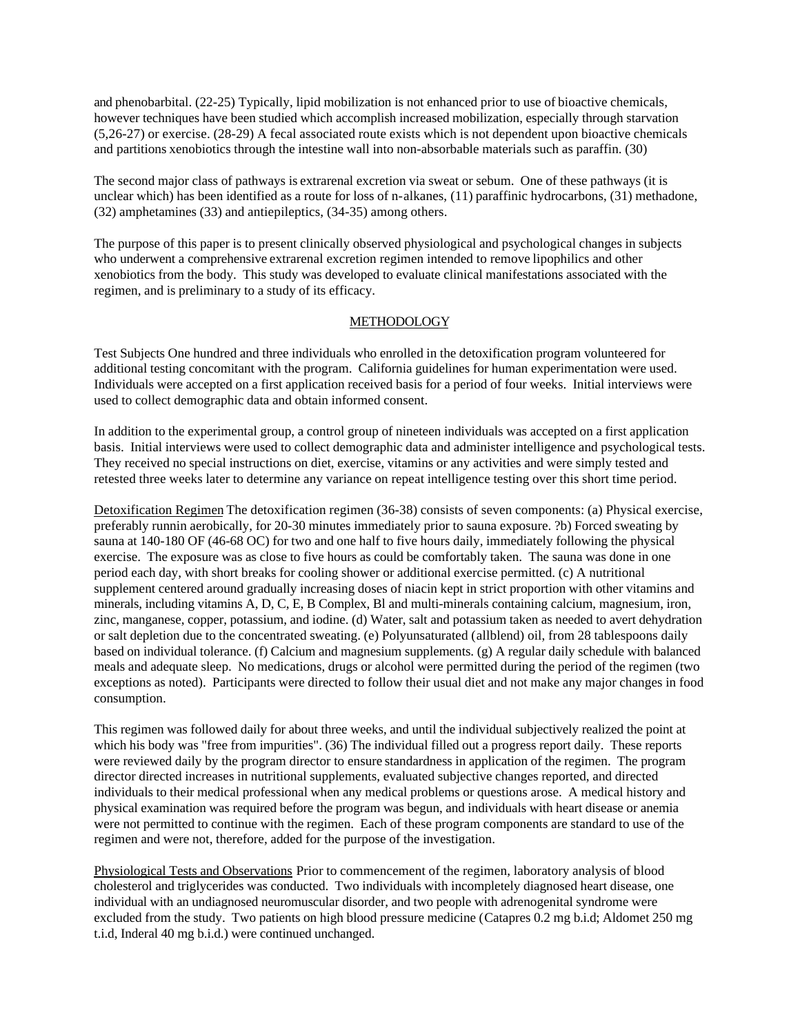and phenobarbital. (22-25) Typically, lipid mobilization is not enhanced prior to use of bioactive chemicals, however techniques have been studied which accomplish increased mobilization, especially through starvation (5,26-27) or exercise. (28-29) A fecal associated route exists which is not dependent upon bioactive chemicals and partitions xenobiotics through the intestine wall into non-absorbable materials such as paraffin. (30)

The second major class of pathways is extrarenal excretion via sweat or sebum. One of these pathways (it is unclear which) has been identified as a route for loss of n-alkanes, (11) paraffinic hydrocarbons, (31) methadone, (32) amphetamines (33) and antiepileptics, (34-35) among others.

The purpose of this paper is to present clinically observed physiological and psychological changes in subjects who underwent a comprehensive extrarenal excretion regimen intended to remove lipophilics and other xenobiotics from the body. This study was developed to evaluate clinical manifestations associated with the regimen, and is preliminary to a study of its efficacy.

## METHODOLOGY

Test Subjects One hundred and three individuals who enrolled in the detoxification program volunteered for additional testing concomitant with the program. California guidelines for human experimentation were used. Individuals were accepted on a first application received basis for a period of four weeks. Initial interviews were used to collect demographic data and obtain informed consent.

In addition to the experimental group, a control group of nineteen individuals was accepted on a first application basis. Initial interviews were used to collect demographic data and administer intelligence and psychological tests. They received no special instructions on diet, exercise, vitamins or any activities and were simply tested and retested three weeks later to determine any variance on repeat intelligence testing over this short time period.

Detoxification Regimen The detoxification regimen (36-38) consists of seven components: (a) Physical exercise, preferably runnin aerobically, for 20-30 minutes immediately prior to sauna exposure. ?b) Forced sweating by sauna at 140-180 OF (46-68 OC) for two and one half to five hours daily, immediately following the physical exercise. The exposure was as close to five hours as could be comfortably taken. The sauna was done in one period each day, with short breaks for cooling shower or additional exercise permitted. (c) A nutritional supplement centered around gradually increasing doses of niacin kept in strict proportion with other vitamins and minerals, including vitamins A, D, C, E, B Complex, Bl and multi-minerals containing calcium, magnesium, iron, zinc, manganese, copper, potassium, and iodine. (d) Water, salt and potassium taken as needed to avert dehydration or salt depletion due to the concentrated sweating. (e) Polyunsaturated (allblend) oil, from 28 tablespoons daily based on individual tolerance. (f) Calcium and magnesium supplements. (g) A regular daily schedule with balanced meals and adequate sleep. No medications, drugs or alcohol were permitted during the period of the regimen (two exceptions as noted). Participants were directed to follow their usual diet and not make any major changes in food consumption.

This regimen was followed daily for about three weeks, and until the individual subjectively realized the point at which his body was "free from impurities". (36) The individual filled out a progress report daily. These reports were reviewed daily by the program director to ensure standardness in application of the regimen. The program director directed increases in nutritional supplements, evaluated subjective changes reported, and directed individuals to their medical professional when any medical problems or questions arose. A medical history and physical examination was required before the program was begun, and individuals with heart disease or anemia were not permitted to continue with the regimen. Each of these program components are standard to use of the regimen and were not, therefore, added for the purpose of the investigation.

Physiological Tests and Observations Prior to commencement of the regimen, laboratory analysis of blood cholesterol and triglycerides was conducted. Two individuals with incompletely diagnosed heart disease, one individual with an undiagnosed neuromuscular disorder, and two people with adrenogenital syndrome were excluded from the study. Two patients on high blood pressure medicine (Catapres 0.2 mg b.i.d; Aldomet 250 mg t.i.d, Inderal 40 mg b.i.d.) were continued unchanged.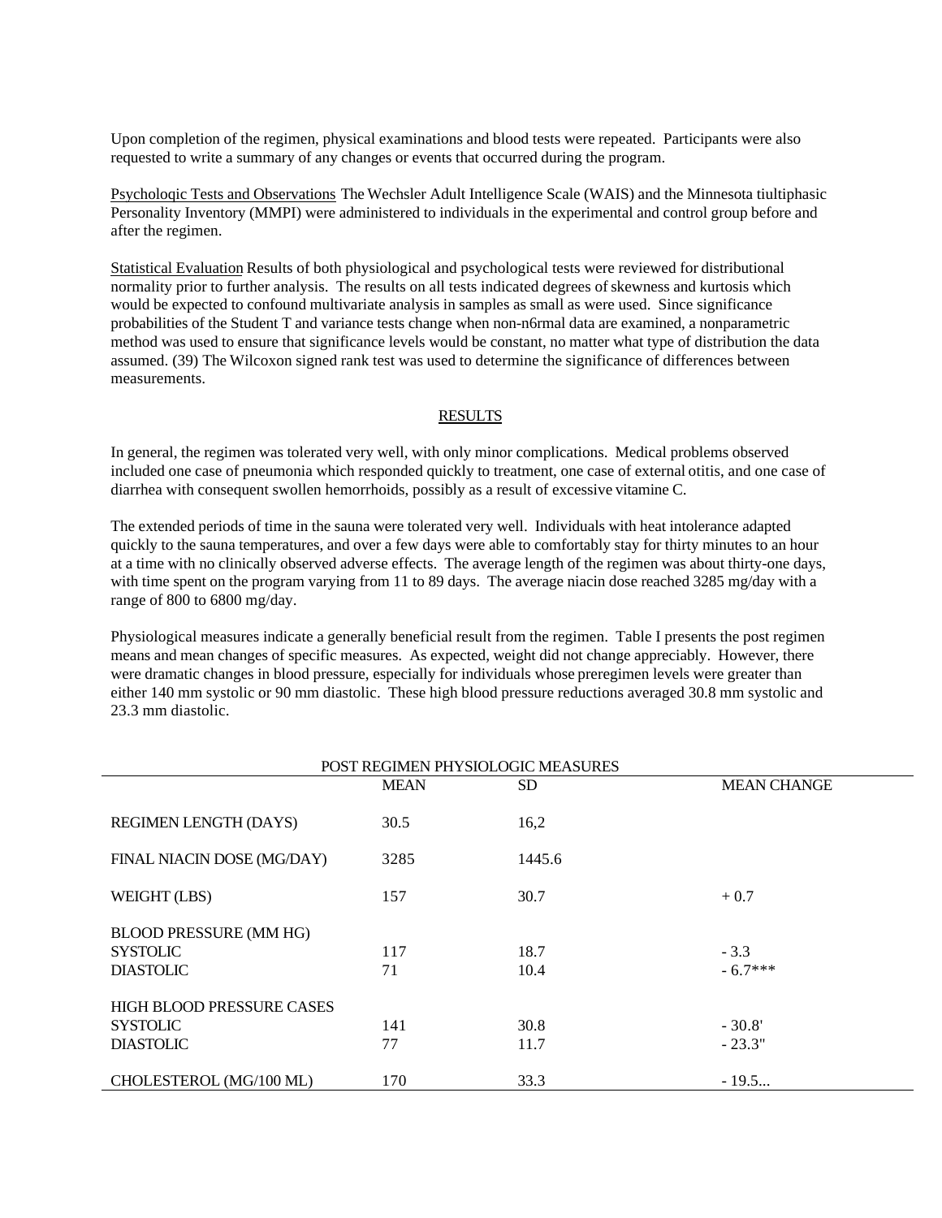Upon completion of the regimen, physical examinations and blood tests were repeated. Participants were also requested to write a summary of any changes or events that occurred during the program.

Psycholoqic Tests and Observations The Wechsler Adult Intelligence Scale (WAIS) and the Minnesota tiultiphasic Personality Inventory (MMPI) were administered to individuals in the experimental and control group before and after the regimen.

Statistical Evaluation Results of both physiological and psychological tests were reviewed for distributional normality prior to further analysis. The results on all tests indicated degrees of skewness and kurtosis which would be expected to confound multivariate analysis in samples as small as were used. Since significance probabilities of the Student T and variance tests change when non-n6rmal data are examined, a nonparametric method was used to ensure that significance levels would be constant, no matter what type of distribution the data assumed. (39) The Wilcoxon signed rank test was used to determine the significance of differences between measurements.

## RESULTS

In general, the regimen was tolerated very well, with only minor complications. Medical problems observed included one case of pneumonia which responded quickly to treatment, one case of external otitis, and one case of diarrhea with consequent swollen hemorrhoids, possibly as a result of excessive vitamine C.

The extended periods of time in the sauna were tolerated very well. Individuals with heat intolerance adapted quickly to the sauna temperatures, and over a few days were able to comfortably stay for thirty minutes to an hour at a time with no clinically observed adverse effects. The average length of the regimen was about thirty-one days, with time spent on the program varying from 11 to 89 days. The average niacin dose reached 3285 mg/day with a range of 800 to 6800 mg/day.

Physiological measures indicate a generally beneficial result from the regimen. Table I presents the post regimen means and mean changes of specific measures. As expected, weight did not change appreciably. However, there were dramatic changes in blood pressure, especially for individuals whose preregimen levels were greater than either 140 mm systolic or 90 mm diastolic. These high blood pressure reductions averaged 30.8 mm systolic and 23.3 mm diastolic.

POST REGIMEN PHYSIOLOGIC MEASURES

| | MEAN | SD | MEAN CHANGE |
|---|---|---|---|
| REGIMEN LENGTH (DAYS) | 30.5 | 16,2 | |
| FINAL NIACIN DOSE (MG/DAY) | 3285 | 1445.6 | |
| WEIGHT (LBS) | 157 | 30.7 | + 0.7 |
| BLOOD PRESSURE (MM HG) | | | |
| SYSTOLIC | 117 | 18.7 | - 3.3 |
| DIASTOLIC | 71 | 10.4 | - 6.7*** |
| HIGH BLOOD PRESSURE CASES | | | |
| SYSTOLIC | 141 | 30.8 | - 30.8' |
| DIASTOLIC | 77 | 11.7 | - 23.3" |
| CHOLESTEROL (MG/100 ML) | 170 | 33.3 | - 19.5... |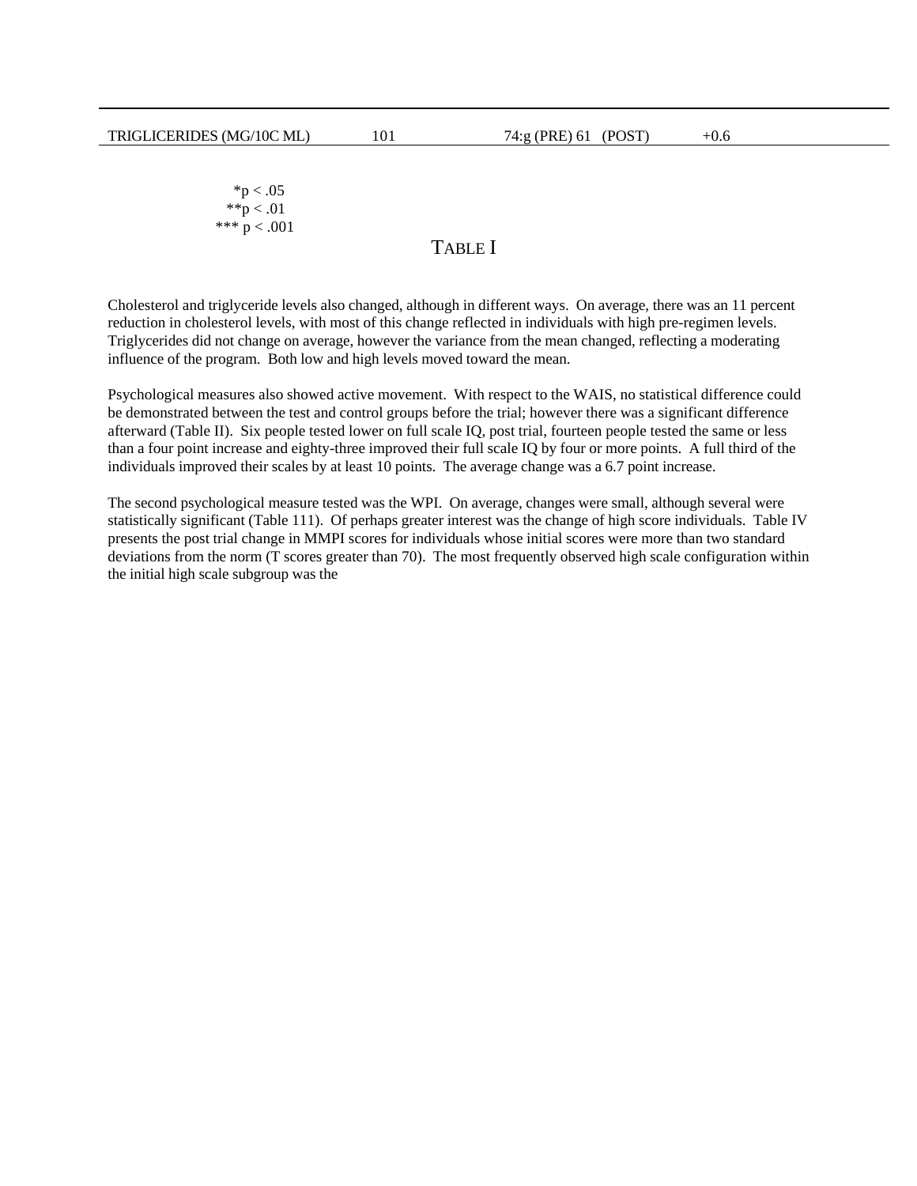| | | | |
|---|---|---|---|
| TRIGLICERIDES (MG/10C ML) | 101 | 74:g (PRE) 61 (POST) | +0.6 |

*p < .05
**p < .01
*** p < .001

TABLE I

Cholesterol and triglyceride levels also changed, although in different ways. On average, there was an 11 percent reduction in cholesterol levels, with most of this change reflected in individuals with high pre-regimen levels. Triglycerides did not change on average, however the variance from the mean changed, reflecting a moderating influence of the program. Both low and high levels moved toward the mean.

Psychological measures also showed active movement. With respect to the WAIS, no statistical difference could be demonstrated between the test and control groups before the trial; however there was a significant difference afterward (Table II). Six people tested lower on full scale IQ, post trial, fourteen people tested the same or less than a four point increase and eighty-three improved their full scale IQ by four or more points. A full third of the individuals improved their scales by at least 10 points. The average change was a 6.7 point increase.

The second psychological measure tested was the WPI. On average, changes were small, although several were statistically significant (Table 111). Of perhaps greater interest was the change of high score individuals. Table IV presents the post trial change in MMPI scores for individuals whose initial scores were more than two standard deviations from the norm (T scores greater than 70). The most frequently observed high scale configuration within the initial high scale subgroup was the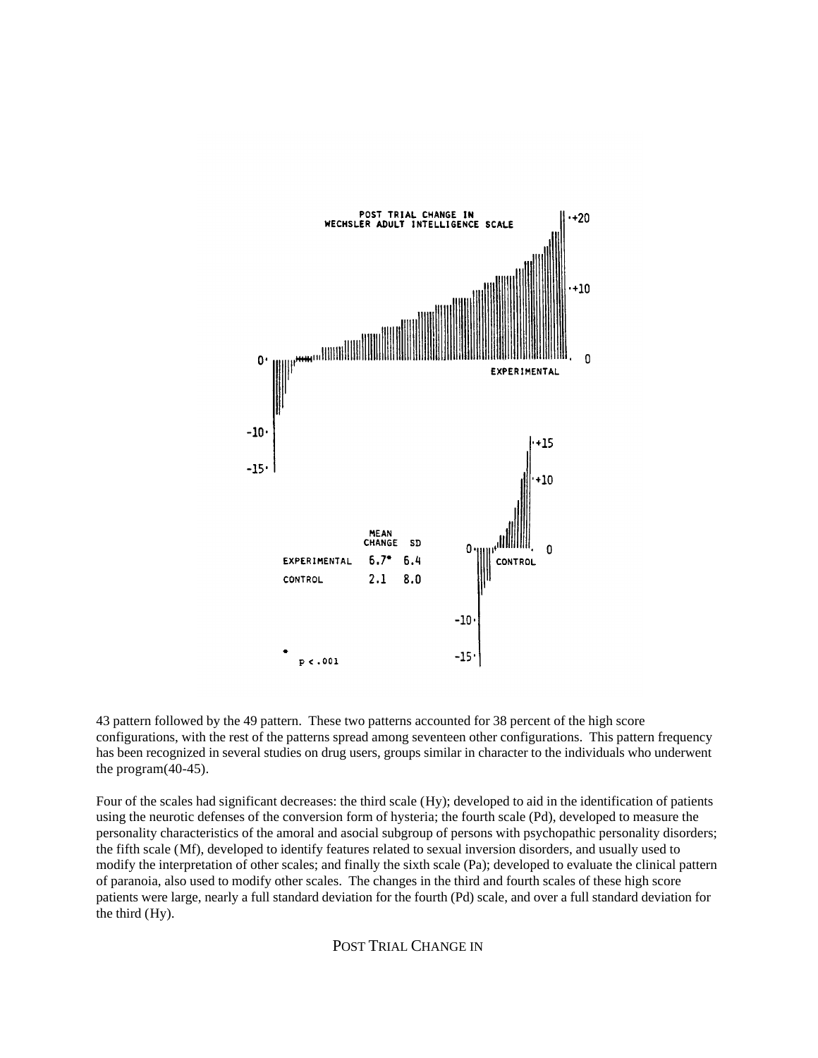POST TRIAL CHANGE IN
WECHSLER ADULT INTELLIGENCE SCALE

| | MEAN CHANGE | SD |
|---|---|---|
| EXPERIMENTAL | 6.7* | 6.4 |
| CONTROL | 2.1 | 8.0 |

* $p < .001$

43 pattern followed by the 49 pattern. These two patterns accounted for 38 percent of the high score configurations, with the rest of the patterns spread among seventeen other configurations. This pattern frequency has been recognized in several studies on drug users, groups similar in character to the individuals who underwent the program(40-45).

Four of the scales had significant decreases: the third scale (Hy); developed to aid in the identification of patients using the neurotic defenses of the conversion form of hysteria; the fourth scale (Pd), developed to measure the personality characteristics of the amoral and asocial subgroup of persons with psychopathic personality disorders; the fifth scale (Mf), developed to identify features related to sexual inversion disorders, and usually used to modify the interpretation of other scales; and finally the sixth scale (Pa); developed to evaluate the clinical pattern of paranoia, also used to modify other scales. The changes in the third and fourth scales of these high score patients were large, nearly a full standard deviation for the fourth (Pd) scale, and over a full standard deviation for the third (Hy).

POST TRIAL CHANGE IN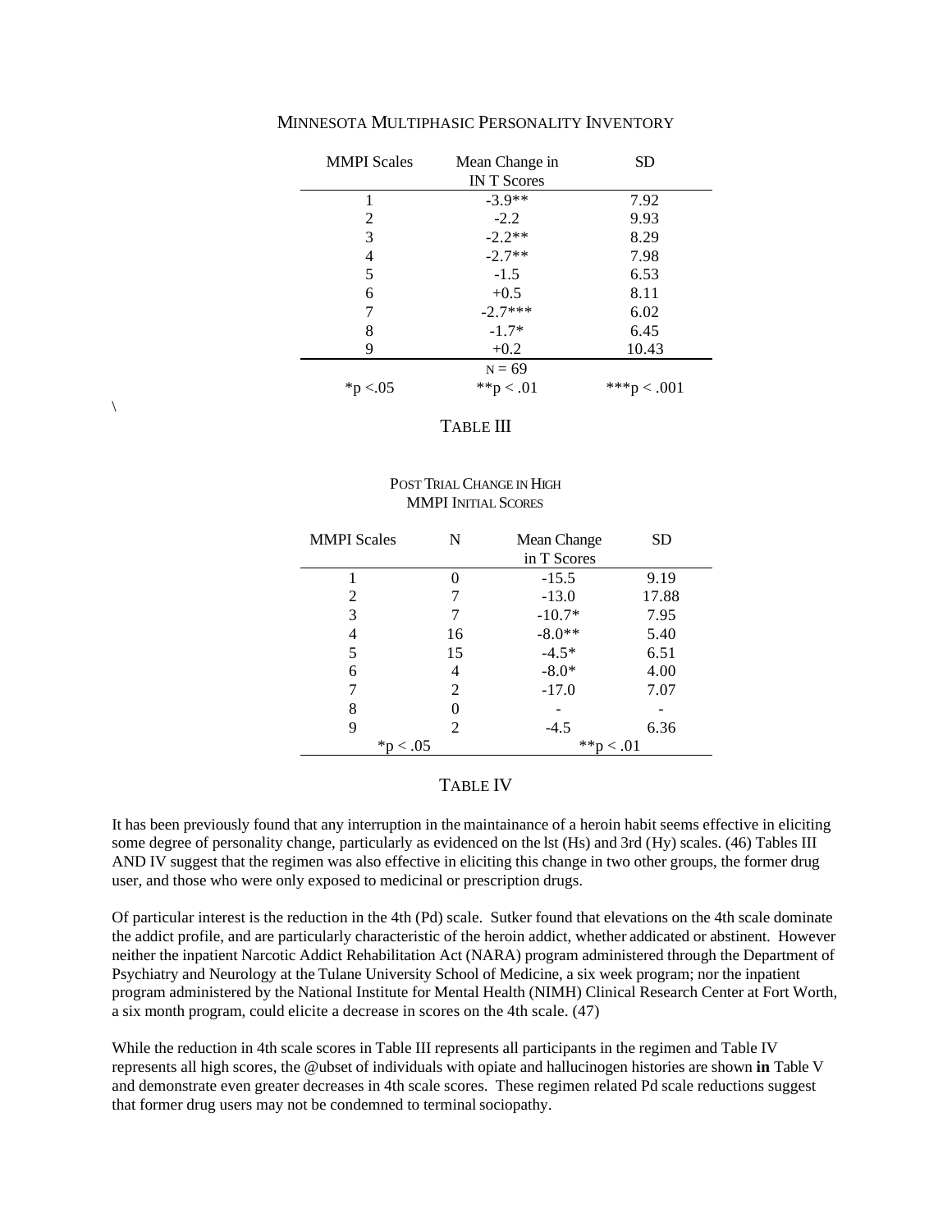MINNESOTA MULTIPHASIC PERSONALITY INVENTORY

| MMPI Scales | Mean Change in IN T Scores | SD |
|---|---|---|
| 1 | -3.9** | 7.92 |
| 2 | -2.2 | 9.93 |
| 3 | -2.2** | 8.29 |
| 4 | -2.7** | 7.98 |
| 5 | -1.5 | 6.53 |
| 6 | +0.5 | 8.11 |
| 7 | -2.7*** | 6.02 |
| 8 | -1.7* | 6.45 |
| 9 | +0.2 | 10.43 |
| | N = 69 | |
| *p <.05 | **p < .01 | ***p < .001 |

\

TABLE III

POST TRIAL CHANGE IN HIGH MMPI INITIAL SCORES

| MMPI Scales | N | Mean Change in T Scores | SD |
|---|---|---|---|
| 1 | 0 | -15.5 | 9.19 |
| 2 | 7 | -13.0 | 17.88 |
| 3 | 7 | -10.7* | 7.95 |
| 4 | 16 | -8.0** | 5.40 |
| 5 | 15 | -4.5* | 6.51 |
| 6 | 4 | -8.0* | 4.00 |
| 7 | 2 | -17.0 | 7.07 |
| 8 | 0 | - | - |
| 9 | 2 | -4.5 | 6.36 |
| *p < .05 | | **p < .01 | |

TABLE IV

It has been previously found that any interruption in the maintainance of a heroin habit seems effective in eliciting some degree of personality change, particularly as evidenced on the lst (Hs) and 3rd (Hy) scales. (46) Tables III AND IV suggest that the regimen was also effective in eliciting this change in two other groups, the former drug user, and those who were only exposed to medicinal or prescription drugs.

Of particular interest is the reduction in the 4th (Pd) scale. Sutker found that elevations on the 4th scale dominate the addict profile, and are particularly characteristic of the heroin addict, whether addicated or abstinent. However neither the inpatient Narcotic Addict Rehabilitation Act (NARA) program administered through the Department of Psychiatry and Neurology at the Tulane University School of Medicine, a six week program; nor the inpatient program administered by the National Institute for Mental Health (NIMH) Clinical Research Center at Fort Worth, a six month program, could elicite a decrease in scores on the 4th scale. (47)

While the reduction in 4th scale scores in Table III represents all participants in the regimen and Table IV represents all high scores, the @ubset of individuals with opiate and hallucinogen histories are shown **in** Table V and demonstrate even greater decreases in 4th scale scores. These regimen related Pd scale reductions suggest that former drug users may not be condemned to terminal sociopathy.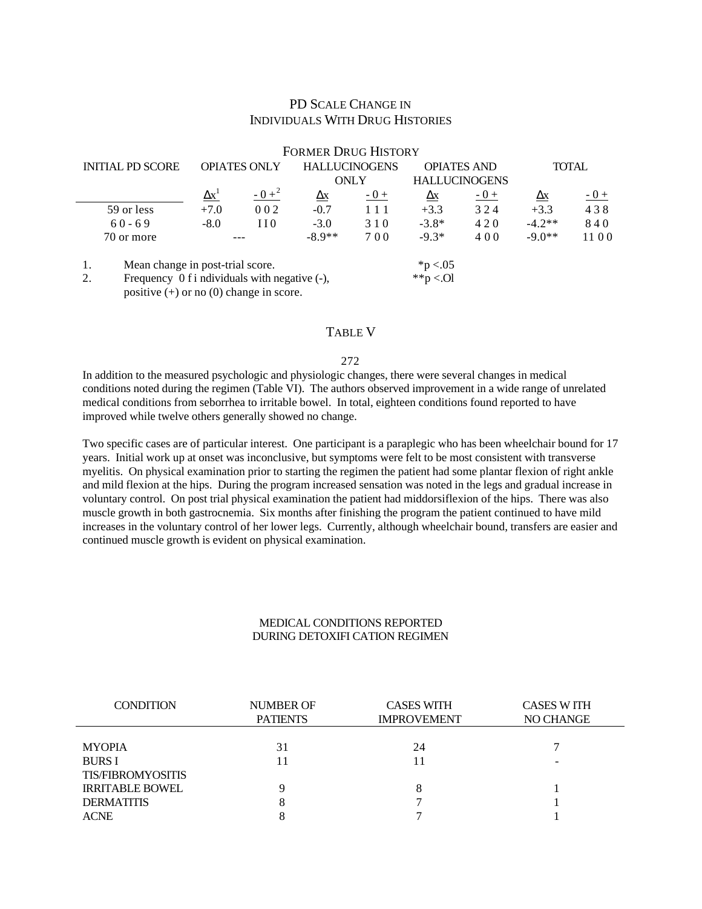## PD SCALE CHANGE IN INDIVIDUALS WITH DRUG HISTORIES

| INITIAL PD SCORE | FORMER DRUG HISTORY | | | | | | | |
|---|---|---|---|---|---|---|---|---|
| | OPIATES ONLY | | HALLUCINOGENS ONLY | | OPIATES AND HALLUCINOGENS | | TOTAL | |
| | $\Delta x$[1] | - 0 +[2] | $\Delta x$ | - 0 + | $\Delta x$ | - 0 + | $\Delta x$ | - 0 + |
| 59 or less | +7.0 | 0 0 2 | -0.7 | 1 1 1 | +3.3 | 3 2 4 | +3.3 | 4 3 8 |
| 60 - 69 | -8.0 | I I 0 | -3.0 | 3 1 0 | -3.8* | 4 2 0 | -4.2** | 8 4 0 |
| 70 or more | --- | | -8.9** | 7 0 0 | -9.3* | 4 0 0 | -9.0** | 11 0 0 |

1. Mean change in post-trial score.
2. Frequency 0 f i ndividuals with negative (-), positive (+) or no (0) change in score.

*p <.05
**p <.Ol

TABLE V

In addition to the measured psychologic and physiologic changes, there were several changes in medical conditions noted during the regimen (Table VI). The authors observed improvement in a wide range of unrelated medical conditions from seborrhea to irritable bowel. In total, eighteen conditions found reported to have improved while twelve others generally showed no change.

Two specific cases are of particular interest. One participant is a paraplegic who has been wheelchair bound for 17 years. Initial work up at onset was inconclusive, but symptoms were felt to be most consistent with transverse myelitis. On physical examination prior to starting the regimen the patient had some plantar flexion of right ankle and mild flexion at the hips. During the program increased sensation was noted in the legs and gradual increase in voluntary control. On post trial physical examination the patient had middorsiflexion of the hips. There was also muscle growth in both gastrocnemia. Six months after finishing the program the patient continued to have mild increases in the voluntary control of her lower legs. Currently, although wheelchair bound, transfers are easier and continued muscle growth is evident on physical examination.

## MEDICAL CONDITIONS REPORTED DURING DETOXIFI CATION REGIMEN

| CONDITION | NUMBER OF PATIENTS | CASES WITH IMPROVEMENT | CASES W ITH NO CHANGE |
|---|---|---|---|
| MYOPIA | 31 | 24 | 7 |
| BURS I TIS/FIBROMYOSITIS | 11 | 11 | - |
| IRRITABLE BOWEL | 9 | 8 | 1 |
| DERMATITIS | 8 | 7 | 1 |
| ACNE | 8 | 7 | 1 |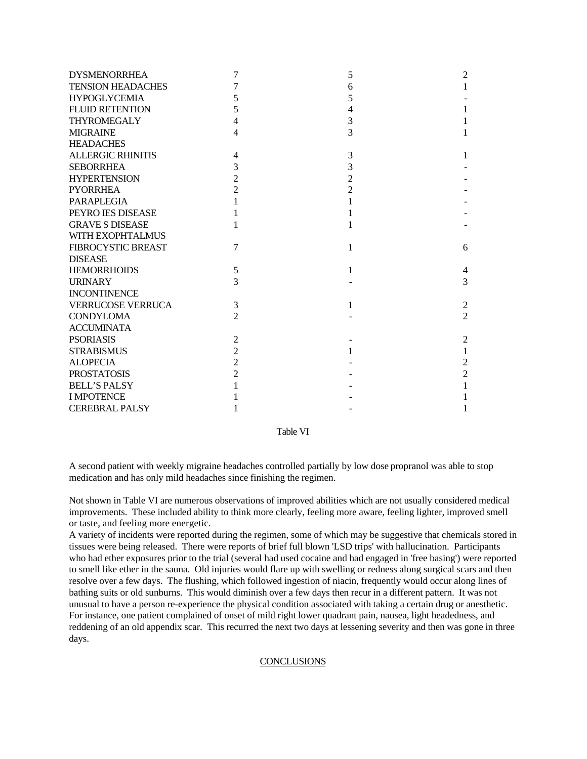| | | | |
|---|---|---|---|
| DYSMENORRHEA | 7 | 5 | 2 |
| TENSION HEADACHES | 7 | 6 | 1 |
| HYPOGLYCEMIA | 5 | 5 | - |
| FLUID RETENTION | 5 | 4 | 1 |
| THYROMEGALY | 4 | 3 | 1 |
| MIGRAINE HEADACHES | 4 | 3 | 1 |
| ALLERGIC RHINITIS | 4 | 3 | 1 |
| SEBORRHEA | 3 | 3 | - |
| HYPERTENSION | 2 | 2 | - |
| PYORRHEA | 2 | 2 | - |
| PARAPLEGIA | 1 | 1 | - |
| PEYRO IES DISEASE | 1 | 1 | - |
| GRAVE S DISEASE WITH EXOPHTALMUS | 1 | 1 | - |
| FIBROCYSTIC BREAST DISEASE | 7 | 1 | 6 |
| HEMORRHOIDS | 5 | 1 | 4 |
| URINARY INCONTINENCE | 3 | - | 3 |
| VERRUCOSE VERRUCA | 3 | 1 | 2 |
| CONDYLOMA ACCUMINATA | 2 | - | 2 |
| PSORIASIS | 2 | - | 2 |
| STRABISMUS | 2 | 1 | 1 |
| ALOPECIA | 2 | - | 2 |
| PROSTATOSIS | 2 | - | 2 |
| BELL'S PALSY | 1 | - | 1 |
| I MPOTENCE | 1 | - | 1 |
| CEREBRAL PALSY | 1 | - | 1 |

Table VI

A second patient with weekly migraine headaches controlled partially by low dose propranol was able to stop medication and has only mild headaches since finishing the regimen.

Not shown in Table VI are numerous observations of improved abilities which are not usually considered medical improvements. These included ability to think more clearly, feeling more aware, feeling lighter, improved smell or taste, and feeling more energetic.

A variety of incidents were reported during the regimen, some of which may be suggestive that chemicals stored in tissues were being released. There were reports of brief full blown 'LSD trips' with hallucination. Participants who had ether exposures prior to the trial (several had used cocaine and had engaged in 'free basing') were reported to smell like ether in the sauna. Old injuries would flare up with swelling or redness along surgical scars and then resolve over a few days. The flushing, which followed ingestion of niacin, frequently would occur along lines of bathing suits or old sunburns. This would diminish over a few days then recur in a different pattern. It was not unusual to have a person re-experience the physical condition associated with taking a certain drug or anesthetic. For instance, one patient complained of onset of mild right lower quadrant pain, nausea, light headedness, and reddening of an old appendix scar. This recurred the next two days at lessening severity and then was gone in three days.

## CONCLUSIONS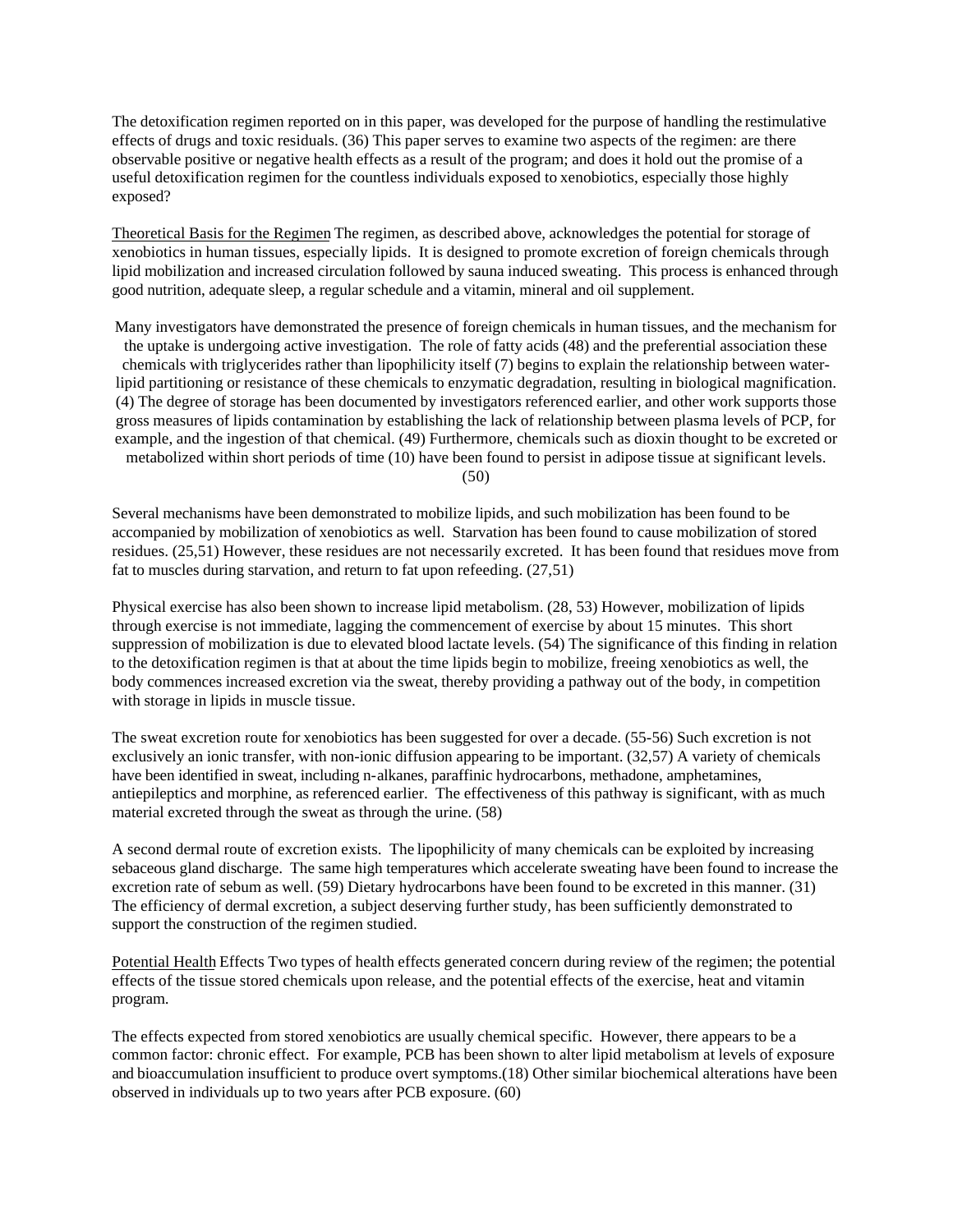The detoxification regimen reported on in this paper, was developed for the purpose of handling the restimulative effects of drugs and toxic residuals. (36) This paper serves to examine two aspects of the regimen: are there observable positive or negative health effects as a result of the program; and does it hold out the promise of a useful detoxification regimen for the countless individuals exposed to xenobiotics, especially those highly exposed?

Theoretical Basis for the Regimen The regimen, as described above, acknowledges the potential for storage of xenobiotics in human tissues, especially lipids. It is designed to promote excretion of foreign chemicals through lipid mobilization and increased circulation followed by sauna induced sweating. This process is enhanced through good nutrition, adequate sleep, a regular schedule and a vitamin, mineral and oil supplement.

Many investigators have demonstrated the presence of foreign chemicals in human tissues, and the mechanism for the uptake is undergoing active investigation. The role of fatty acids (48) and the preferential association these chemicals with triglycerides rather than lipophilicity itself (7) begins to explain the relationship between water-lipid partitioning or resistance of these chemicals to enzymatic degradation, resulting in biological magnification. (4) The degree of storage has been documented by investigators referenced earlier, and other work supports those gross measures of lipids contamination by establishing the lack of relationship between plasma levels of PCP, for example, and the ingestion of that chemical. (49) Furthermore, chemicals such as dioxin thought to be excreted or metabolized within short periods of time (10) have been found to persist in adipose tissue at significant levels. (50)

Several mechanisms have been demonstrated to mobilize lipids, and such mobilization has been found to be accompanied by mobilization of xenobiotics as well. Starvation has been found to cause mobilization of stored residues. (25,51) However, these residues are not necessarily excreted. It has been found that residues move from fat to muscles during starvation, and return to fat upon refeeding. (27,51)

Physical exercise has also been shown to increase lipid metabolism. (28, 53) However, mobilization of lipids through exercise is not immediate, lagging the commencement of exercise by about 15 minutes. This short suppression of mobilization is due to elevated blood lactate levels. (54) The significance of this finding in relation to the detoxification regimen is that at about the time lipids begin to mobilize, freeing xenobiotics as well, the body commences increased excretion via the sweat, thereby providing a pathway out of the body, in competition with storage in lipids in muscle tissue.

The sweat excretion route for xenobiotics has been suggested for over a decade. (55-56) Such excretion is not exclusively an ionic transfer, with non-ionic diffusion appearing to be important. (32,57) A variety of chemicals have been identified in sweat, including n-alkanes, paraffinic hydrocarbons, methadone, amphetamines, antiepileptics and morphine, as referenced earlier. The effectiveness of this pathway is significant, with as much material excreted through the sweat as through the urine. (58)

A second dermal route of excretion exists. The lipophilicity of many chemicals can be exploited by increasing sebaceous gland discharge. The same high temperatures which accelerate sweating have been found to increase the excretion rate of sebum as well. (59) Dietary hydrocarbons have been found to be excreted in this manner. (31) The efficiency of dermal excretion, a subject deserving further study, has been sufficiently demonstrated to support the construction of the regimen studied.

Potential Health Effects Two types of health effects generated concern during review of the regimen; the potential effects of the tissue stored chemicals upon release, and the potential effects of the exercise, heat and vitamin program.

The effects expected from stored xenobiotics are usually chemical specific. However, there appears to be a common factor: chronic effect. For example, PCB has been shown to alter lipid metabolism at levels of exposure and bioaccumulation insufficient to produce overt symptoms.(18) Other similar biochemical alterations have been observed in individuals up to two years after PCB exposure. (60)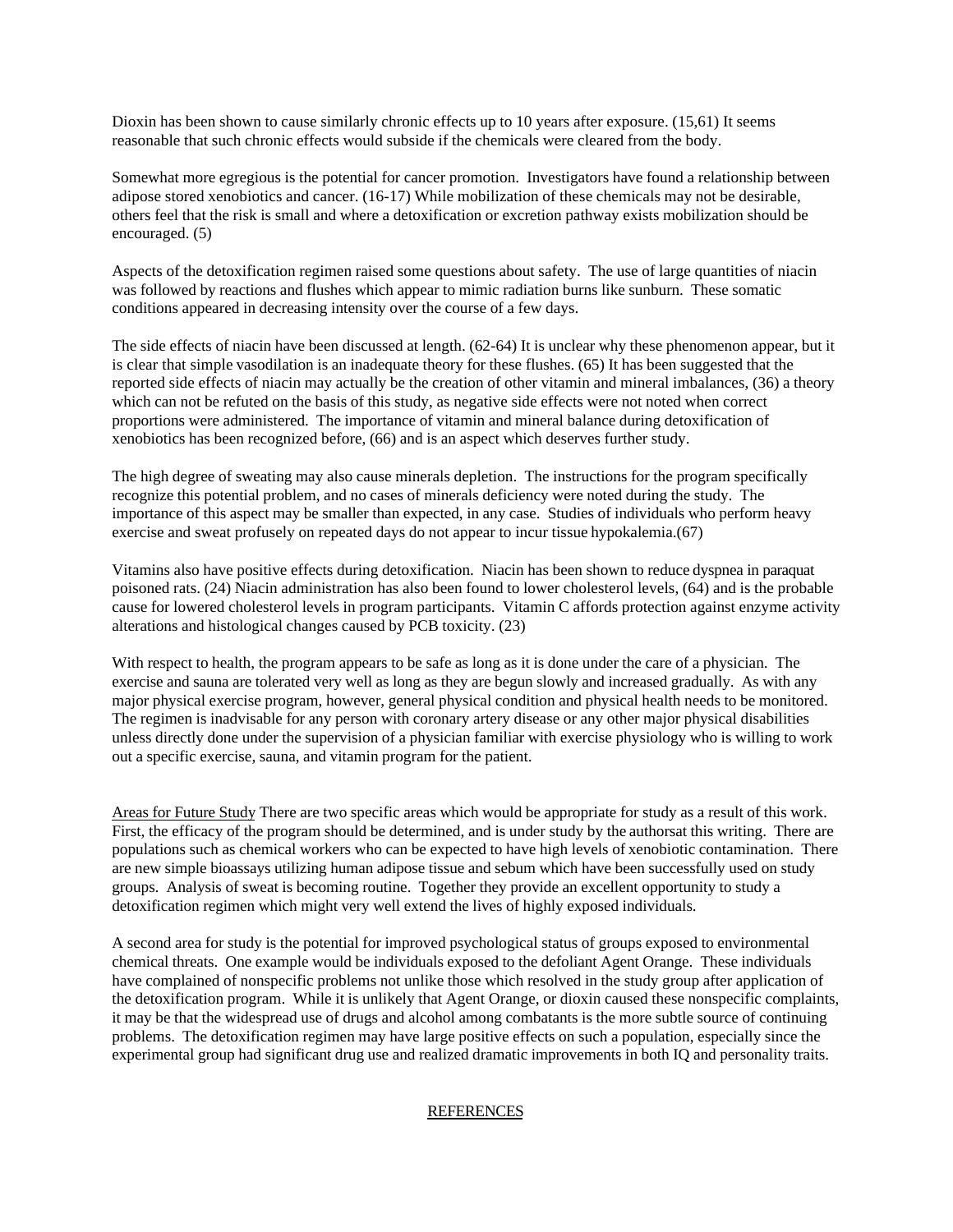Dioxin has been shown to cause similarly chronic effects up to 10 years after exposure. (15,61) It seems reasonable that such chronic effects would subside if the chemicals were cleared from the body.

Somewhat more egregious is the potential for cancer promotion. Investigators have found a relationship between adipose stored xenobiotics and cancer. (16-17) While mobilization of these chemicals may not be desirable, others feel that the risk is small and where a detoxification or excretion pathway exists mobilization should be encouraged. (5)

Aspects of the detoxification regimen raised some questions about safety. The use of large quantities of niacin was followed by reactions and flushes which appear to mimic radiation burns like sunburn. These somatic conditions appeared in decreasing intensity over the course of a few days.

The side effects of niacin have been discussed at length. (62-64) It is unclear why these phenomenon appear, but it is clear that simple vasodilation is an inadequate theory for these flushes. (65) It has been suggested that the reported side effects of niacin may actually be the creation of other vitamin and mineral imbalances, (36) a theory which can not be refuted on the basis of this study, as negative side effects were not noted when correct proportions were administered. The importance of vitamin and mineral balance during detoxification of xenobiotics has been recognized before, (66) and is an aspect which deserves further study.

The high degree of sweating may also cause minerals depletion. The instructions for the program specifically recognize this potential problem, and no cases of minerals deficiency were noted during the study. The importance of this aspect may be smaller than expected, in any case. Studies of individuals who perform heavy exercise and sweat profusely on repeated days do not appear to incur tissue hypokalemia.(67)

Vitamins also have positive effects during detoxification. Niacin has been shown to reduce dyspnea in paraquat poisoned rats. (24) Niacin administration has also been found to lower cholesterol levels, (64) and is the probable cause for lowered cholesterol levels in program participants. Vitamin C affords protection against enzyme activity alterations and histological changes caused by PCB toxicity. (23)

With respect to health, the program appears to be safe as long as it is done under the care of a physician. The exercise and sauna are tolerated very well as long as they are begun slowly and increased gradually. As with any major physical exercise program, however, general physical condition and physical health needs to be monitored. The regimen is inadvisable for any person with coronary artery disease or any other major physical disabilities unless directly done under the supervision of a physician familiar with exercise physiology who is willing to work out a specific exercise, sauna, and vitamin program for the patient.

Areas for Future Study There are two specific areas which would be appropriate for study as a result of this work. First, the efficacy of the program should be determined, and is under study by the authorsat this writing. There are populations such as chemical workers who can be expected to have high levels of xenobiotic contamination. There are new simple bioassays utilizing human adipose tissue and sebum which have been successfully used on study groups. Analysis of sweat is becoming routine. Together they provide an excellent opportunity to study a detoxification regimen which might very well extend the lives of highly exposed individuals.

A second area for study is the potential for improved psychological status of groups exposed to environmental chemical threats. One example would be individuals exposed to the defoliant Agent Orange. These individuals have complained of nonspecific problems not unlike those which resolved in the study group after application of the detoxification program. While it is unlikely that Agent Orange, or dioxin caused these nonspecific complaints, it may be that the widespread use of drugs and alcohol among combatants is the more subtle source of continuing problems. The detoxification regimen may have large positive effects on such a population, especially since the experimental group had significant drug use and realized dramatic improvements in both IQ and personality traits.

## REFERENCES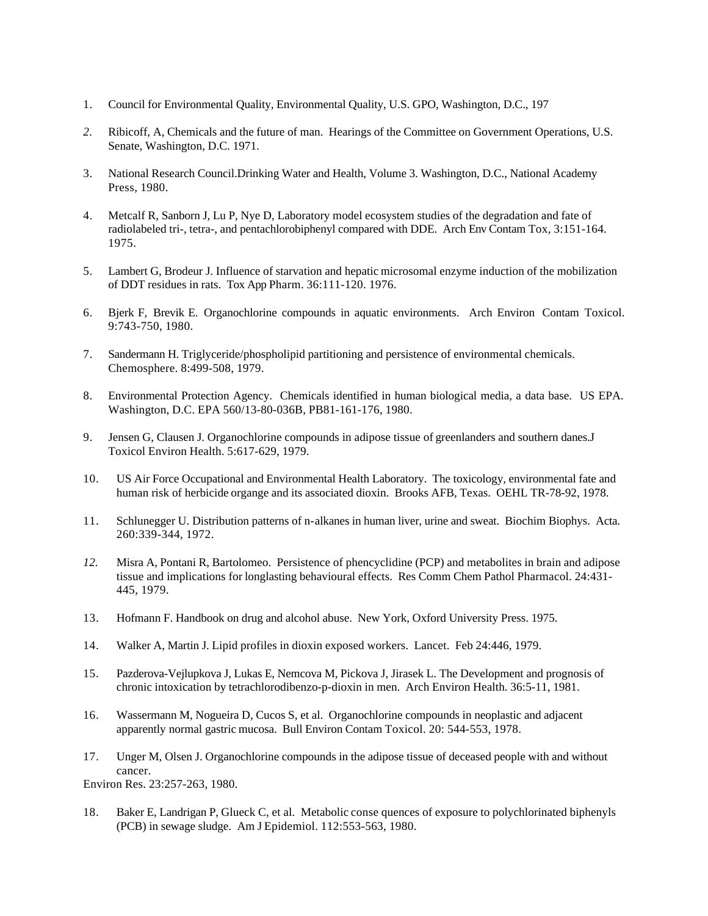1. Council for Environmental Quality, Environmental Quality, U.S. GPO, Washington, D.C., 197

2. Ribicoff, A, Chemicals and the future of man. Hearings of the Committee on Government Operations, U.S. Senate, Washington, D.C. 1971.

3. National Research Council.Drinking Water and Health, Volume 3. Washington, D.C., National Academy Press, 1980.

4. Metcalf R, Sanborn J, Lu P, Nye D, Laboratory model ecosystem studies of the degradation and fate of radiolabeled tri-, tetra-, and pentachlorobiphenyl compared with DDE. Arch Env Contam Tox, 3:151-164. 1975.

5. Lambert G, Brodeur J. Influence of starvation and hepatic microsomal enzyme induction of the mobilization of DDT residues in rats. Tox App Pharm. 36:111-120. 1976.

6. Bjerk F, Brevik E. Organochlorine compounds in aquatic environments. Arch Environ Contam Toxicol. 9:743-750, 1980.

7. Sandermann H. Triglyceride/phospholipid partitioning and persistence of environmental chemicals. Chemosphere. 8:499-508, 1979.

8. Environmental Protection Agency. Chemicals identified in human biological media, a data base. US EPA. Washington, D.C. EPA 560/13-80-036B, PB81-161-176, 1980.

9. Jensen G, Clausen J. Organochlorine compounds in adipose tissue of greenlanders and southern danes.J Toxicol Environ Health. 5:617-629, 1979.

10. US Air Force Occupational and Environmental Health Laboratory. The toxicology, environmental fate and human risk of herbicide organge and its associated dioxin. Brooks AFB, Texas. OEHL TR-78-92, 1978.

11. Schlunegger U. Distribution patterns of n-alkanes in human liver, urine and sweat. Biochim Biophys. Acta. 260:339-344, 1972.

12. Misra A, Pontani R, Bartolomeo. Persistence of phencyclidine (PCP) and metabolites in brain and adipose tissue and implications for longlasting behavioural effects. Res Comm Chem Pathol Pharmacol. 24:431-445, 1979.

13. Hofmann F. Handbook on drug and alcohol abuse. New York, Oxford University Press. 1975.

14. Walker A, Martin J. Lipid profiles in dioxin exposed workers. Lancet. Feb 24:446, 1979.

15. Pazderova-Vejlupkova J, Lukas E, Nemcova M, Pickova J, Jirasek L. The Development and prognosis of chronic intoxication by tetrachlorodibenzo-p-dioxin in men. Arch Environ Health. 36:5-11, 1981.

16. Wassermann M, Nogueira D, Cucos S, et al. Organochlorine compounds in neoplastic and adjacent apparently normal gastric mucosa. Bull Environ Contam Toxicol. 20: 544-553, 1978.

17. Unger M, Olsen J. Organochlorine compounds in the adipose tissue of deceased people with and without cancer.
Environ Res. 23:257-263, 1980.

18. Baker E, Landrigan P, Glueck C, et al. Metabolic conse quences of exposure to polychlorinated biphenyls (PCB) in sewage sludge. Am J Epidemiol. 112:553-563, 1980.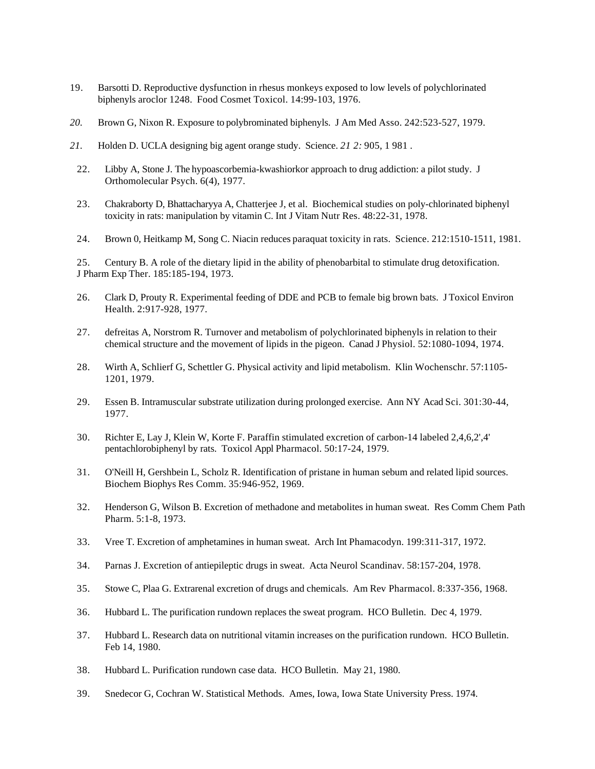19. Barsotti D. Reproductive dysfunction in rhesus monkeys exposed to low levels of polychlorinated biphenyls aroclor 1248. Food Cosmet Toxicol. 14:99-103, 1976.

20. Brown G, Nixon R. Exposure to polybrominated biphenyls. J Am Med Asso. 242:523-527, 1979.

21. Holden D. UCLA designing big agent orange study. Science. *21 2:* 905, 1 981 .

22. Libby A, Stone J. The hypoascorbemia-kwashiorkor approach to drug addiction: a pilot study. J Orthomolecular Psych. 6(4), 1977.

23. Chakraborty D, Bhattacharyya A, Chatterjee J, et al. Biochemical studies on poly-chlorinated biphenyl toxicity in rats: manipulation by vitamin C. Int J Vitam Nutr Res. 48:22-31, 1978.

24. Brown 0, Heitkamp M, Song C. Niacin reduces paraquat toxicity in rats. Science. 212:1510-1511, 1981.

25. Century B. A role of the dietary lipid in the ability of phenobarbital to stimulate drug detoxification. J Pharm Exp Ther. 185:185-194, 1973.

26. Clark D, Prouty R. Experimental feeding of DDE and PCB to female big brown bats. J Toxicol Environ Health. 2:917-928, 1977.

27. defreitas A, Norstrom R. Turnover and metabolism of polychlorinated biphenyls in relation to their chemical structure and the movement of lipids in the pigeon. Canad J Physiol. 52:1080-1094, 1974.

28. Wirth A, Schlierf G, Schettler G. Physical activity and lipid metabolism. Klin Wochenschr. 57:1105-1201, 1979.

29. Essen B. Intramuscular substrate utilization during prolonged exercise. Ann NY Acad Sci. 301:30-44, 1977.

30. Richter E, Lay J, Klein W, Korte F. Paraffin stimulated excretion of carbon-14 labeled 2,4,6,2',4' pentachlorobiphenyl by rats. Toxicol Appl Pharmacol. 50:17-24, 1979.

31. O'Neill H, Gershbein L, Scholz R. Identification of pristane in human sebum and related lipid sources. Biochem Biophys Res Comm. 35:946-952, 1969.

32. Henderson G, Wilson B. Excretion of methadone and metabolites in human sweat. Res Comm Chem Path Pharm. 5:1-8, 1973.

33. Vree T. Excretion of amphetamines in human sweat. Arch Int Phamacodyn. 199:311-317, 1972.

34. Parnas J. Excretion of antiepileptic drugs in sweat. Acta Neurol Scandinav. 58:157-204, 1978.

35. Stowe C, Plaa G. Extrarenal excretion of drugs and chemicals. Am Rev Pharmacol. 8:337-356, 1968.

36. Hubbard L. The purification rundown replaces the sweat program. HCO Bulletin. Dec 4, 1979.

37. Hubbard L. Research data on nutritional vitamin increases on the purification rundown. HCO Bulletin. Feb 14, 1980.

38. Hubbard L. Purification rundown case data. HCO Bulletin. May 21, 1980.

39. Snedecor G, Cochran W. Statistical Methods. Ames, Iowa, Iowa State University Press. 1974.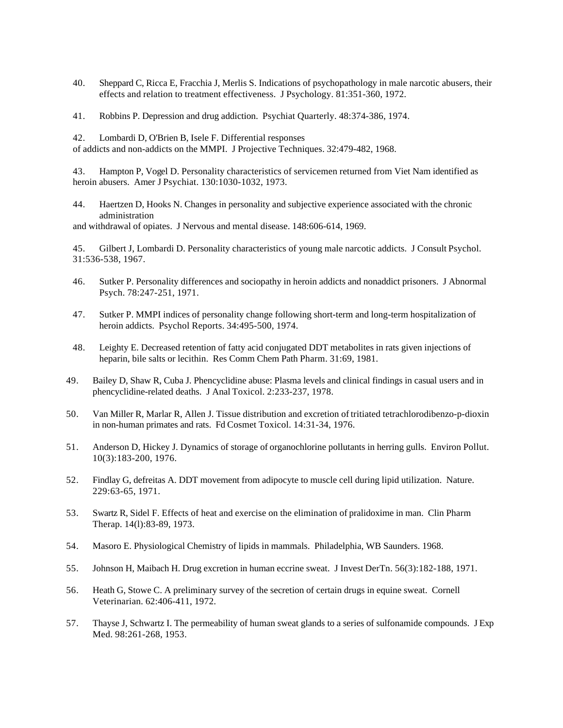40. Sheppard C, Ricca E, Fracchia J, Merlis S. Indications of psychopathology in male narcotic abusers, their effects and relation to treatment effectiveness. J Psychology. 81:351-360, 1972.

41. Robbins P. Depression and drug addiction. Psychiat Quarterly. 48:374-386, 1974.

42. Lombardi D, O'Brien B, Isele F. Differential responses of addicts and non-addicts on the MMPI. J Projective Techniques. 32:479-482, 1968.

43. Hampton P, Vogel D. Personality characteristics of servicemen returned from Viet Nam identified as heroin abusers. Amer J Psychiat. 130:1030-1032, 1973.

44. Haertzen D, Hooks N. Changes in personality and subjective experience associated with the chronic administration and withdrawal of opiates. J Nervous and mental disease. 148:606-614, 1969.

45. Gilbert J, Lombardi D. Personality characteristics of young male narcotic addicts. J Consult Psychol. 31:536-538, 1967.

46. Sutker P. Personality differences and sociopathy in heroin addicts and nonaddict prisoners. J Abnormal Psych. 78:247-251, 1971.

47. Sutker P. MMPI indices of personality change following short-term and long-term hospitalization of heroin addicts. Psychol Reports. 34:495-500, 1974.

48. Leighty E. Decreased retention of fatty acid conjugated DDT metabolites in rats given injections of heparin, bile salts or lecithin. Res Comm Chem Path Pharm. 31:69, 1981.

49. Bailey D, Shaw R, Cuba J. Phencyclidine abuse: Plasma levels and clinical findings in casual users and in phencyclidine-related deaths. J Anal Toxicol. 2:233-237, 1978.

50. Van Miller R, Marlar R, Allen J. Tissue distribution and excretion of tritiated tetrachlorodibenzo-p-dioxin in non-human primates and rats. Fd Cosmet Toxicol. 14:31-34, 1976.

51. Anderson D, Hickey J. Dynamics of storage of organochlorine pollutants in herring gulls. Environ Pollut. 10(3):183-200, 1976.

52. Findlay G, defreitas A. DDT movement from adipocyte to muscle cell during lipid utilization. Nature. 229:63-65, 1971.

53. Swartz R, Sidel F. Effects of heat and exercise on the elimination of pralidoxime in man. Clin Pharm Therap. 14(l):83-89, 1973.

54. Masoro E. Physiological Chemistry of lipids in mammals. Philadelphia, WB Saunders. 1968.

55. Johnson H, Maibach H. Drug excretion in human eccrine sweat. J Invest DerTn. 56(3):182-188, 1971.

56. Heath G, Stowe C. A preliminary survey of the secretion of certain drugs in equine sweat. Cornell Veterinarian. 62:406-411, 1972.

57. Thayse J, Schwartz I. The permeability of human sweat glands to a series of sulfonamide compounds. J Exp Med. 98:261-268, 1953.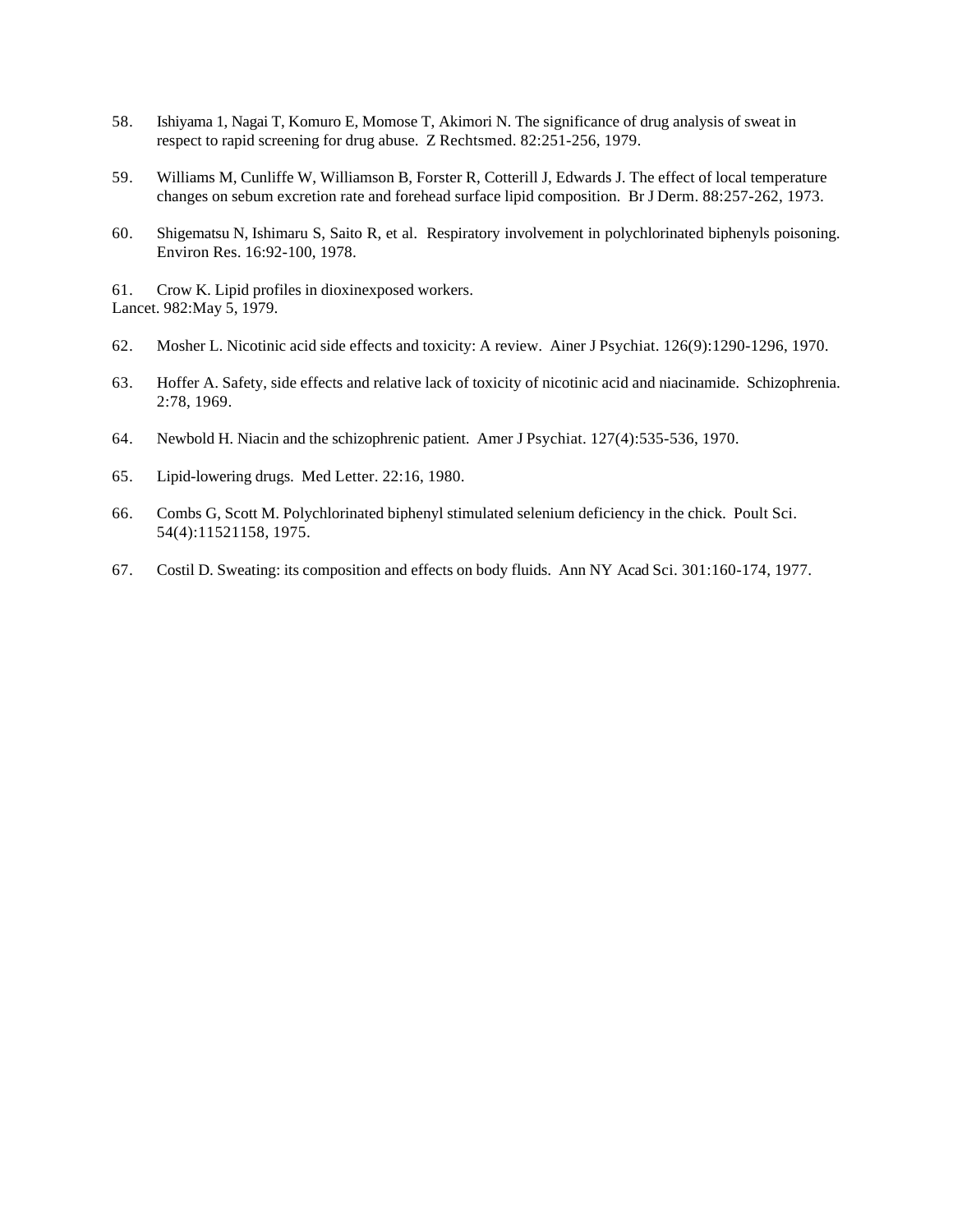58. Ishiyama 1, Nagai T, Komuro E, Momose T, Akimori N. The significance of drug analysis of sweat in respect to rapid screening for drug abuse. Z Rechtsmed. 82:251-256, 1979.

59. Williams M, Cunliffe W, Williamson B, Forster R, Cotterill J, Edwards J. The effect of local temperature changes on sebum excretion rate and forehead surface lipid composition. Br J Derm. 88:257-262, 1973.

60. Shigematsu N, Ishimaru S, Saito R, et al. Respiratory involvement in polychlorinated biphenyls poisoning. Environ Res. 16:92-100, 1978.

61. Crow K. Lipid profiles in dioxinexposed workers.
Lancet. 982:May 5, 1979.

62. Mosher L. Nicotinic acid side effects and toxicity: A review. Ainer J Psychiat. 126(9):1290-1296, 1970.

63. Hoffer A. Safety, side effects and relative lack of toxicity of nicotinic acid and niacinamide. Schizophrenia. 2:78, 1969.

64. Newbold H. Niacin and the schizophrenic patient. Amer J Psychiat. 127(4):535-536, 1970.

65. Lipid-lowering drugs. Med Letter. 22:16, 1980.

66. Combs G, Scott M. Polychlorinated biphenyl stimulated selenium deficiency in the chick. Poult Sci. 54(4):11521158, 1975.

67. Costil D. Sweating: its composition and effects on body fluids. Ann NY Acad Sci. 301:160-174, 1977.